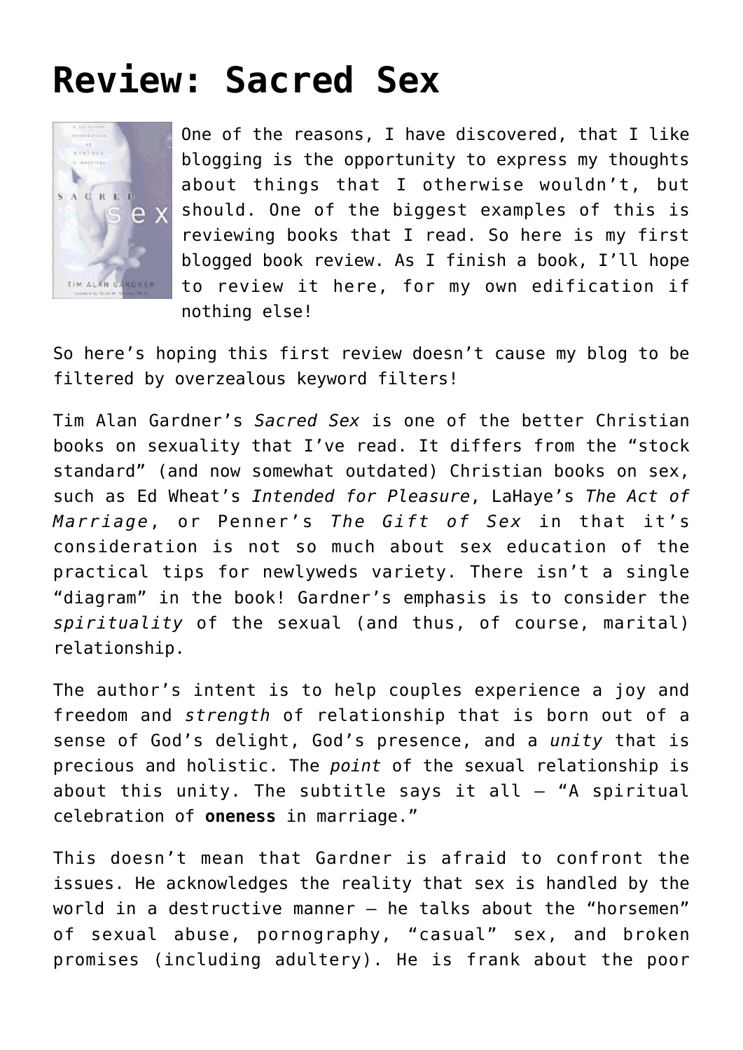# Review: Sacred Sex

One of the reasons, I have discovered, that I like blogging is the opportunity to express my thoughts about things that I otherwise wouldn't, but should. One of the biggest examples of this is reviewing books that I read. So here is my first blogged book review. As I finish a book, I'll hope to review it here, for my own edification if nothing else!

So here's hoping this first review doesn't cause my blog to be filtered by overzealous keyword filters!

Tim Alan Gardner's *Sacred Sex* is one of the better Christian books on sexuality that I've read. It differs from the "stock standard" (and now somewhat outdated) Christian books on sex, such as Ed Wheat's *Intended for Pleasure*, LaHaye's *The Act of Marriage*, or Penner's *The Gift of Sex* in that it's consideration is not so much about sex education of the practical tips for newlyweds variety. There isn't a single "diagram" in the book! Gardner's emphasis is to consider the *spirituality* of the sexual (and thus, of course, marital) relationship.

The author's intent is to help couples experience a joy and freedom and *strength* of relationship that is born out of a sense of God's delight, God's presence, and a *unity* that is precious and holistic. The *point* of the sexual relationship is about this unity. The subtitle says it all – "A spiritual celebration of **oneness** in marriage."

This doesn't mean that Gardner is afraid to confront the issues. He acknowledges the reality that sex is handled by the world in a destructive manner – he talks about the "horsemen" of sexual abuse, pornography, "casual" sex, and broken promises (including adultery). He is frank about the poor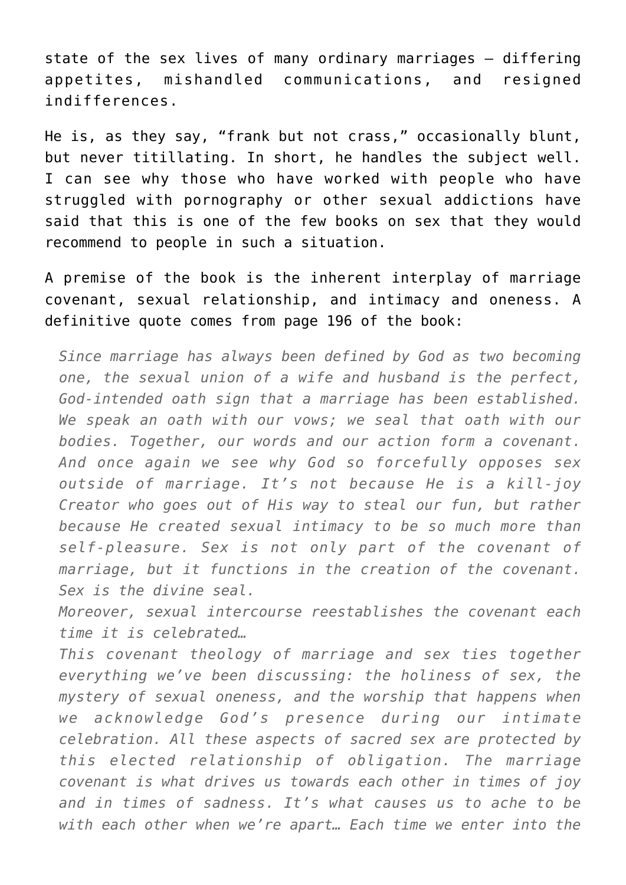state of the sex lives of many ordinary marriages — differing appetites, mishandled communications, and resigned indifferences.

He is, as they say, "frank but not crass," occasionally blunt, but never titillating. In short, he handles the subject well. I can see why those who have worked with people who have struggled with pornography or other sexual addictions have said that this is one of the few books on sex that they would recommend to people in such a situation.

A premise of the book is the inherent interplay of marriage covenant, sexual relationship, and intimacy and oneness. A definitive quote comes from page 196 of the book:

> *Since marriage has always been defined by God as two becoming one, the sexual union of a wife and husband is the perfect, God-intended oath sign that a marriage has been established. We speak an oath with our vows; we seal that oath with our bodies. Together, our words and our action form a covenant. And once again we see why God so forcefully opposes sex outside of marriage. It's not because He is a kill-joy Creator who goes out of His way to steal our fun, but rather because He created sexual intimacy to be so much more than self-pleasure. Sex is not only part of the covenant of marriage, but it functions in the creation of the covenant. Sex is the divine seal.*
>
> *Moreover, sexual intercourse reestablishes the covenant each time it is celebrated…*
>
> *This covenant theology of marriage and sex ties together everything we've been discussing: the holiness of sex, the mystery of sexual oneness, and the worship that happens when we acknowledge God's presence during our intimate celebration. All these aspects of sacred sex are protected by this elected relationship of obligation. The marriage covenant is what drives us towards each other in times of joy and in times of sadness. It's what causes us to ache to be with each other when we're apart… Each time we enter into the*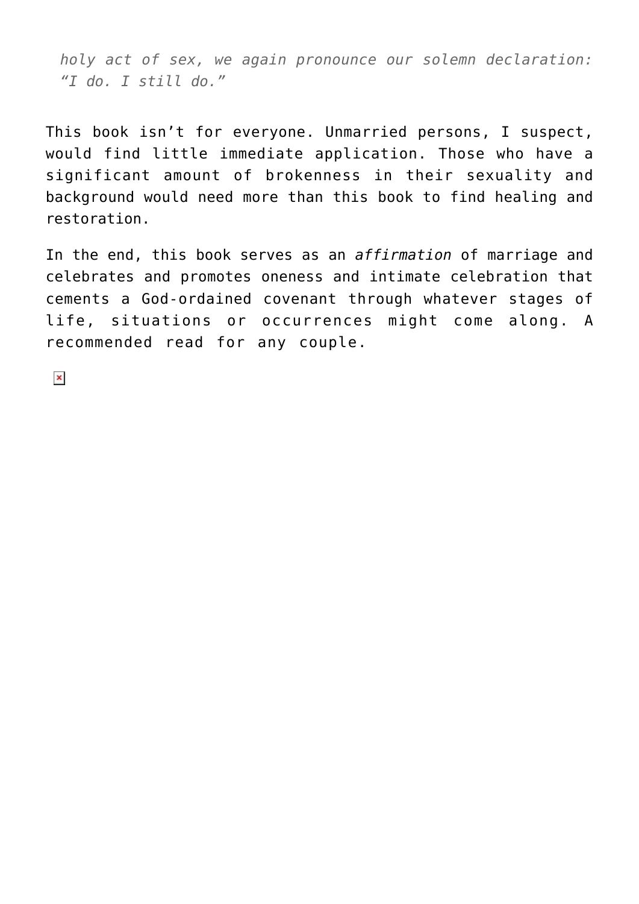*holy act of sex, we again pronounce our solemn declaration: "I do. I still do."*

This book isn't for everyone. Unmarried persons, I suspect, would find little immediate application. Those who have a significant amount of brokenness in their sexuality and background would need more than this book to find healing and restoration.

In the end, this book serves as an *affirmation* of marriage and celebrates and promotes oneness and intimate celebration that cements a God-ordained covenant through whatever stages of life, situations or occurrences might come along. A recommended read for any couple.